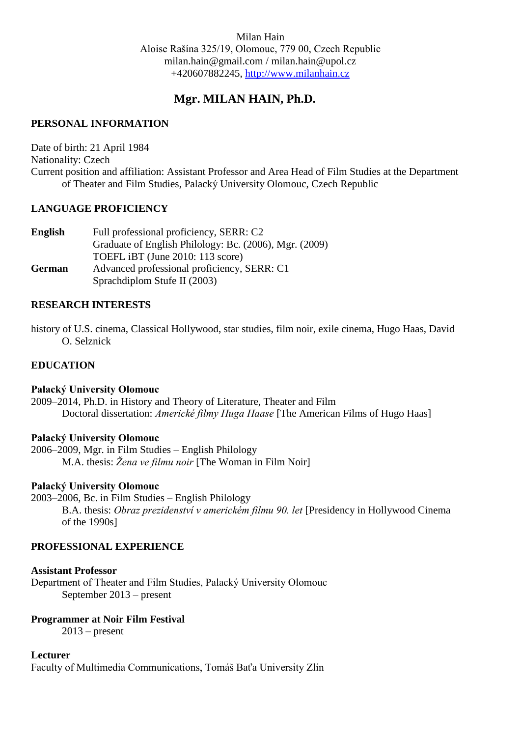Milan Hain
Aloise Rašína 325/19, Olomouc, 779 00, Czech Republic
milan.hain@gmail.com / milan.hain@upol.cz
+420607882245, [http://www.milanhain.cz](http://www.milanhain.cz)

# Mgr. MILAN HAIN, Ph.D.

## PERSONAL INFORMATION

Date of birth: 21 April 1984
Nationality: Czech
Current position and affiliation: Assistant Professor and Area Head of Film Studies at the Department of Theater and Film Studies, Palacký University Olomouc, Czech Republic

## LANGUAGE PROFICIENCY

| | |
|---|---|
| **English** | Full professional proficiency, SERR: C2<br>Graduate of English Philology: Bc. (2006), Mgr. (2009)<br>TOEFL iBT (June 2010: 113 score) |
| **German** | Advanced professional proficiency, SERR: C1<br>Sprachdiplom Stufe II (2003) |

## RESEARCH INTERESTS

history of U.S. cinema, Classical Hollywood, star studies, film noir, exile cinema, Hugo Haas, David O. Selznick

## EDUCATION

**Palacký University Olomouc**
2009–2014, Ph.D. in History and Theory of Literature, Theater and Film
Doctoral dissertation: *Americké filmy Huga Haase* [The American Films of Hugo Haas]

**Palacký University Olomouc**
2006–2009, Mgr. in Film Studies – English Philology
M.A. thesis: *Žena ve filmu noir* [The Woman in Film Noir]

**Palacký University Olomouc**
2003–2006, Bc. in Film Studies – English Philology
B.A. thesis: *Obraz prezidenství v americkém filmu 90. let* [Presidency in Hollywood Cinema of the 1990s]

## PROFESSIONAL EXPERIENCE

**Assistant Professor**
Department of Theater and Film Studies, Palacký University Olomouc
September 2013 – present

**Programmer at Noir Film Festival**
2013 – present

**Lecturer**
Faculty of Multimedia Communications, Tomáš Baťa University Zlín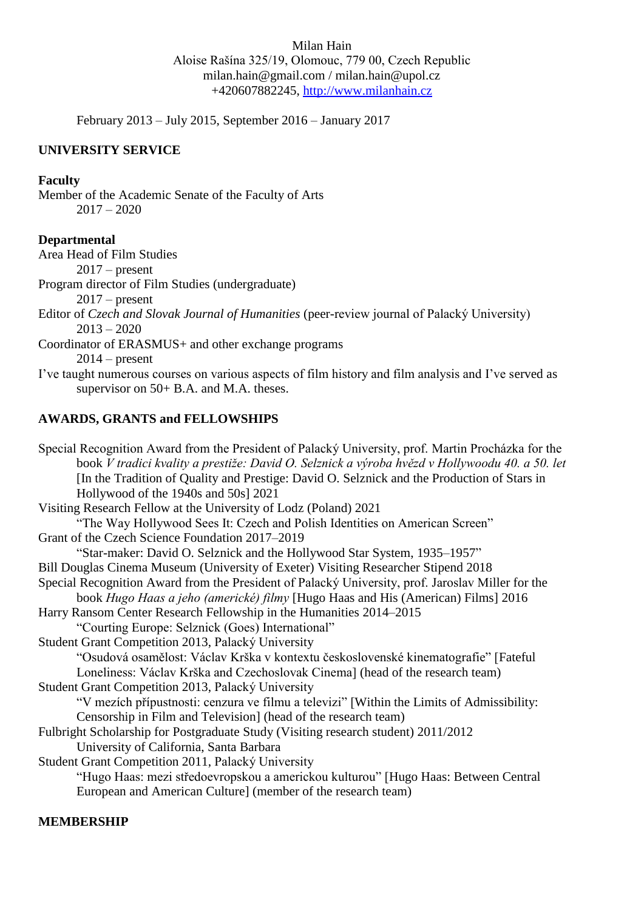Milan Hain
Aloise Rašína 325/19, Olomouc, 779 00, Czech Republic
milan.hain@gmail.com / milan.hain@upol.cz
+420607882245, http://www.milanhain.cz

February 2013 – July 2015, September 2016 – January 2017

## UNIVERSITY SERVICE

### Faculty

Member of the Academic Senate of the Faculty of Arts
2017 – 2020

### Departmental

Area Head of Film Studies
2017 – present

Program director of Film Studies (undergraduate)
2017 – present

Editor of *Czech and Slovak Journal of Humanities* (peer-review journal of Palacký University)
2013 – 2020

Coordinator of ERASMUS+ and other exchange programs
2014 – present

I've taught numerous courses on various aspects of film history and film analysis and I've served as supervisor on 50+ B.A. and M.A. theses.

## AWARDS, GRANTS and FELLOWSHIPS

Special Recognition Award from the President of Palacký University, prof. Martin Procházka for the book *V tradici kvality a prestiže: David O. Selznick a výroba hvězd v Hollywoodu 40. a 50. let* [In the Tradition of Quality and Prestige: David O. Selznick and the Production of Stars in Hollywood of the 1940s and 50s] 2021

Visiting Research Fellow at the University of Lodz (Poland) 2021
"The Way Hollywood Sees It: Czech and Polish Identities on American Screen"

Grant of the Czech Science Foundation 2017–2019
"Star-maker: David O. Selznick and the Hollywood Star System, 1935–1957"

Bill Douglas Cinema Museum (University of Exeter) Visiting Researcher Stipend 2018

Special Recognition Award from the President of Palacký University, prof. Jaroslav Miller for the book *Hugo Haas a jeho (americké) filmy* [Hugo Haas and His (American) Films] 2016

Harry Ransom Center Research Fellowship in the Humanities 2014–2015
"Courting Europe: Selznick (Goes) International"

Student Grant Competition 2013, Palacký University
"Osudová osamělost: Václav Krška v kontextu československé kinematografie" [Fateful Loneliness: Václav Krška and Czechoslovak Cinema] (head of the research team)

Student Grant Competition 2013, Palacký University
"V mezích přípustnosti: cenzura ve filmu a televizi" [Within the Limits of Admissibility: Censorship in Film and Television] (head of the research team)

Fulbright Scholarship for Postgraduate Study (Visiting research student) 2011/2012
University of California, Santa Barbara

Student Grant Competition 2011, Palacký University
"Hugo Haas: mezi středoevropskou a americkou kulturou" [Hugo Haas: Between Central European and American Culture] (member of the research team)

## MEMBERSHIP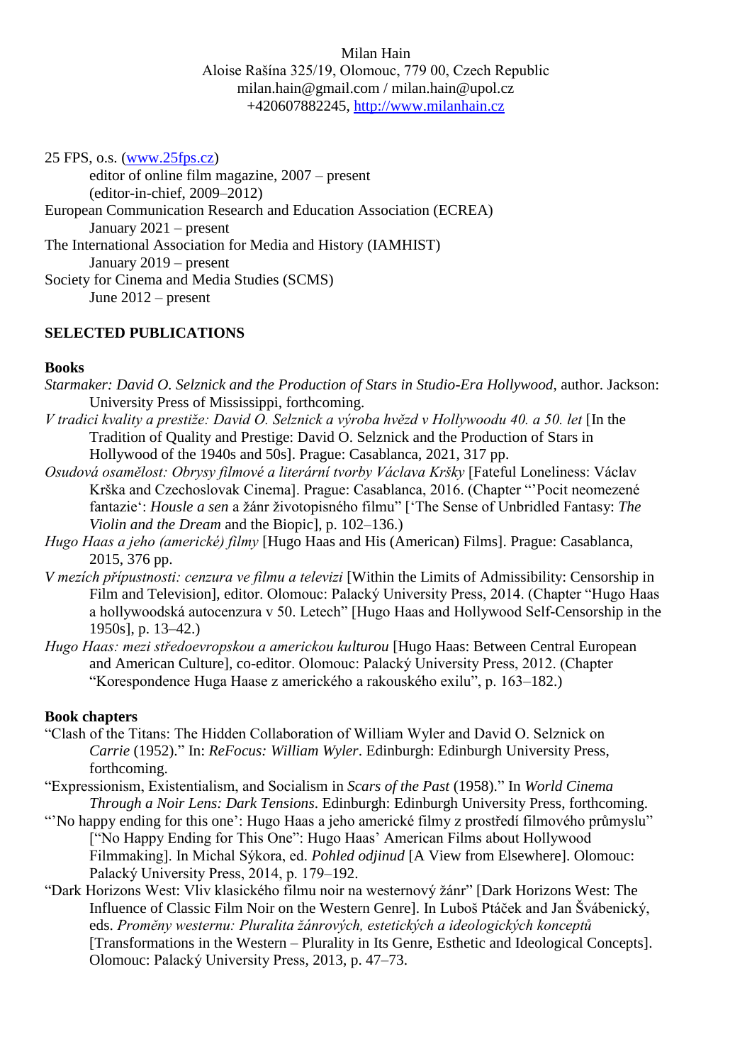Milan Hain
Aloise Rašína 325/19, Olomouc, 779 00, Czech Republic
milan.hain@gmail.com / milan.hain@upol.cz
+420607882245, http://www.milanhain.cz

25 FPS, o.s. (www.25fps.cz)
editor of online film magazine, 2007 – present
(editor-in-chief, 2009–2012)

European Communication Research and Education Association (ECREA)
January 2021 – present

The International Association for Media and History (IAMHIST)
January 2019 – present

Society for Cinema and Media Studies (SCMS)
June 2012 – present

## SELECTED PUBLICATIONS

### Books

*Starmaker: David O. Selznick and the Production of Stars in Studio-Era Hollywood*, author. Jackson: University Press of Mississippi, forthcoming.

*V tradici kvality a prestiže: David O. Selznick a výroba hvězd v Hollywoodu 40. a 50. let* [In the Tradition of Quality and Prestige: David O. Selznick and the Production of Stars in Hollywood of the 1940s and 50s]. Prague: Casablanca, 2021, 317 pp.

*Osudová osamělost: Obrysy filmové a literární tvorby Václava Kršky* [Fateful Loneliness: Václav Krška and Czechoslovak Cinema]. Prague: Casablanca, 2016. (Chapter "'Pocit neomezené fantazie': *Housle a sen* a žánr životopisného filmu" ['The Sense of Unbridled Fantasy: *The Violin and the Dream* and the Biopic], p. 102–136.)

*Hugo Haas a jeho (americké) filmy* [Hugo Haas and His (American) Films]. Prague: Casablanca, 2015, 376 pp.

*V mezích přípustnosti: cenzura ve filmu a televizi* [Within the Limits of Admissibility: Censorship in Film and Television], editor. Olomouc: Palacký University Press, 2014. (Chapter "Hugo Haas a hollywoodská autocenzura v 50. Letech" [Hugo Haas and Hollywood Self-Censorship in the 1950s], p. 13–42.)

*Hugo Haas: mezi středoevropskou a americkou kulturou* [Hugo Haas: Between Central European and American Culture], co-editor. Olomouc: Palacký University Press, 2012. (Chapter "Korespondence Huga Haase z amerického a rakouského exilu", p. 163–182.)

### Book chapters

"Clash of the Titans: The Hidden Collaboration of William Wyler and David O. Selznick on *Carrie* (1952)." In: *ReFocus: William Wyler*. Edinburgh: Edinburgh University Press, forthcoming.

"Expressionism, Existentialism, and Socialism in *Scars of the Past* (1958)." In *World Cinema Through a Noir Lens: Dark Tensions*. Edinburgh: Edinburgh University Press, forthcoming.

"'No happy ending for this one': Hugo Haas a jeho americké filmy z prostředí filmového průmyslu" ["No Happy Ending for This One": Hugo Haas' American Films about Hollywood Filmmaking]. In Michal Sýkora, ed. *Pohled odjinud* [A View from Elsewhere]. Olomouc: Palacký University Press, 2014, p. 179–192.

"Dark Horizons West: Vliv klasického filmu noir na westernový žánr" [Dark Horizons West: The Influence of Classic Film Noir on the Western Genre]. In Luboš Ptáček and Jan Švábenický, eds. *Proměny westernu: Pluralita žánrových, estetických a ideologických konceptů* [Transformations in the Western – Plurality in Its Genre, Esthetic and Ideological Concepts]. Olomouc: Palacký University Press, 2013, p. 47–73.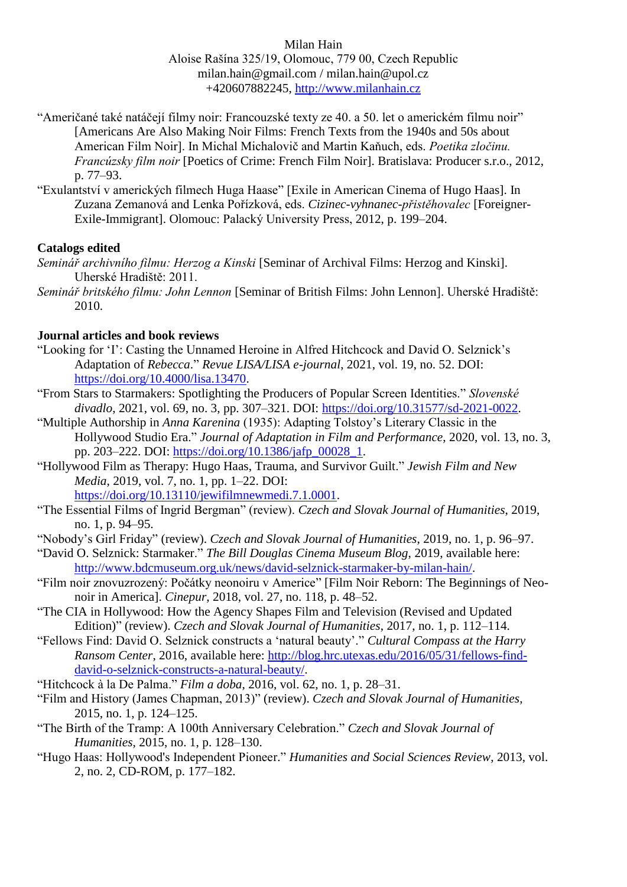Milan Hain
Aloise Rašína 325/19, Olomouc, 779 00, Czech Republic
milan.hain@gmail.com / milan.hain@upol.cz
+420607882245, http://www.milanhain.cz

“Američané také natáčejí filmy noir: Francouzské texty ze 40. a 50. let o americkém filmu noir” [Americans Are Also Making Noir Films: French Texts from the 1940s and 50s about American Film Noir]. In Michal Michalovič and Martin Kaňuch, eds. *Poetika zločinu. Francúzsky film noir* [Poetics of Crime: French Film Noir]. Bratislava: Producer s.r.o., 2012, p. 77–93.

“Exulantství v amerických filmech Huga Haase” [Exile in American Cinema of Hugo Haas]. In Zuzana Zemanová and Lenka Pořízková, eds. *Cizinec-vyhnanec-přistěhovalec* [Foreigner-Exile-Immigrant]. Olomouc: Palacký University Press, 2012, p. 199–204.

**Catalogs edited**

*Seminář archivního filmu: Herzog a Kinski* [Seminar of Archival Films: Herzog and Kinski]. Uherské Hradiště: 2011.

*Seminář britského filmu: John Lennon* [Seminar of British Films: John Lennon]. Uherské Hradiště: 2010.

**Journal articles and book reviews**

“Looking for ‘I’: Casting the Unnamed Heroine in Alfred Hitchcock and David O. Selznick’s Adaptation of *Rebecca*.” *Revue LISA/LISA e-journal*, 2021, vol. 19, no. 52. DOI: https://doi.org/10.4000/lisa.13470.

“From Stars to Starmakers: Spotlighting the Producers of Popular Screen Identities.” *Slovenské divadlo*, 2021, vol. 69, no. 3, pp. 307–321. DOI: https://doi.org/10.31577/sd-2021-0022.

“Multiple Authorship in *Anna Karenina* (1935): Adapting Tolstoy’s Literary Classic in the Hollywood Studio Era.” *Journal of Adaptation in Film and Performance*, 2020, vol. 13, no. 3, pp. 203–222. DOI: https://doi.org/10.1386/jafp_00028_1.

“Hollywood Film as Therapy: Hugo Haas, Trauma, and Survivor Guilt.” *Jewish Film and New Media*, 2019, vol. 7, no. 1, pp. 1–22. DOI: https://doi.org/10.13110/jewifilmnewmedi.7.1.0001.

“The Essential Films of Ingrid Bergman” (review). *Czech and Slovak Journal of Humanities*, 2019, no. 1, p. 94–95.

“Nobody’s Girl Friday” (review). *Czech and Slovak Journal of Humanities*, 2019, no. 1, p. 96–97.

“David O. Selznick: Starmaker.” *The Bill Douglas Cinema Museum Blog*, 2019, available here: http://www.bdcmuseum.org.uk/news/david-selznick-starmaker-by-milan-hain/.

“Film noir znovuzrozený: Počátky neonoiru v Americe” [Film Noir Reborn: The Beginnings of Neo-noir in America]. *Cinepur*, 2018, vol. 27, no. 118, p. 48–52.

“The CIA in Hollywood: How the Agency Shapes Film and Television (Revised and Updated Edition)” (review). *Czech and Slovak Journal of Humanities*, 2017, no. 1, p. 112–114.

“Fellows Find: David O. Selznick constructs a ‘natural beauty’.” *Cultural Compass at the Harry Ransom Center*, 2016, available here: http://blog.hrc.utexas.edu/2016/05/31/fellows-find-david-o-selznick-constructs-a-natural-beauty/.

“Hitchcock à la De Palma.” *Film a doba*, 2016, vol. 62, no. 1, p. 28–31.

“Film and History (James Chapman, 2013)” (review). *Czech and Slovak Journal of Humanities*, 2015, no. 1, p. 124–125.

“The Birth of the Tramp: A 100th Anniversary Celebration.” *Czech and Slovak Journal of Humanities*, 2015, no. 1, p. 128–130.

“Hugo Haas: Hollywood's Independent Pioneer.” *Humanities and Social Sciences Review*, 2013, vol. 2, no. 2, CD-ROM, p. 177–182.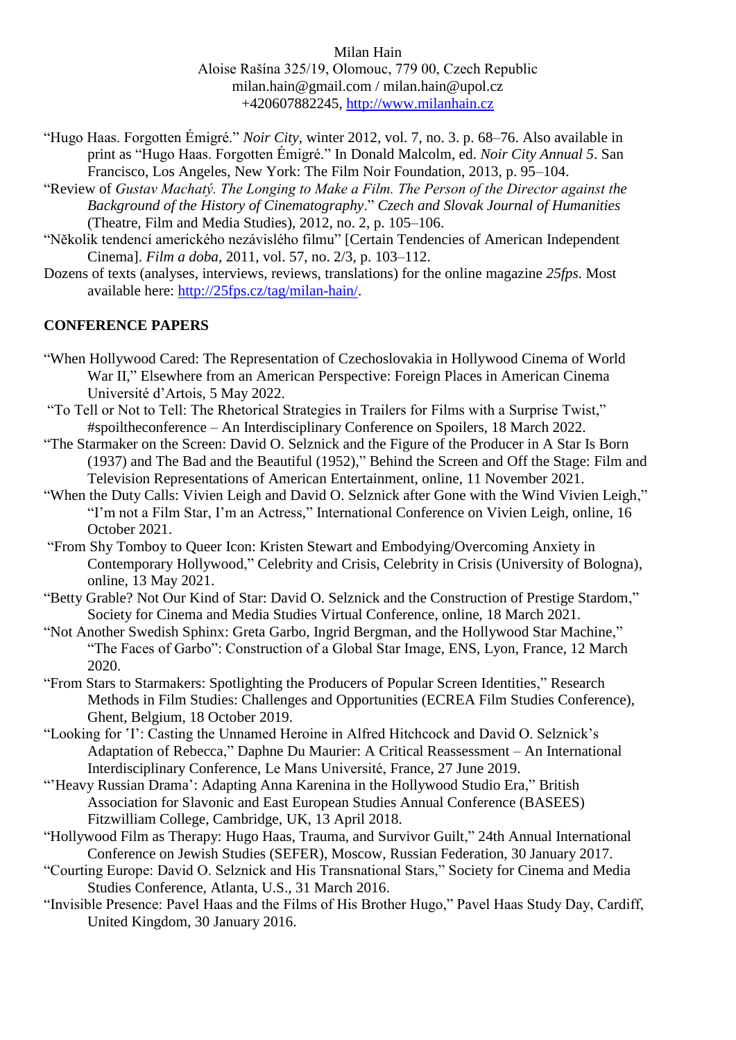Milan Hain
Aloise Rašína 325/19, Olomouc, 779 00, Czech Republic
milan.hain@gmail.com / milan.hain@upol.cz
+420607882245, http://www.milanhain.cz

"Hugo Haas. Forgotten Émigré." *Noir City*, winter 2012, vol. 7, no. 3. p. 68–76. Also available in print as "Hugo Haas. Forgotten Émigré." In Donald Malcolm, ed. *Noir City Annual 5*. San Francisco, Los Angeles, New York: The Film Noir Foundation, 2013, p. 95–104.

"Review of *Gustav Machatý. The Longing to Make a Film. The Person of the Director against the Background of the History of Cinematography*." *Czech and Slovak Journal of Humanities* (Theatre, Film and Media Studies), 2012, no. 2, p. 105–106.

"Několik tendencí amerického nezávislého filmu" [Certain Tendencies of American Independent Cinema]. *Film a doba*, 2011, vol. 57, no. 2/3, p. 103–112.

Dozens of texts (analyses, interviews, reviews, translations) for the online magazine *25fps*. Most available here: http://25fps.cz/tag/milan-hain/.

## CONFERENCE PAPERS

"When Hollywood Cared: The Representation of Czechoslovakia in Hollywood Cinema of World War II," Elsewhere from an American Perspective: Foreign Places in American Cinema Université d'Artois, 5 May 2022.

"To Tell or Not to Tell: The Rhetorical Strategies in Trailers for Films with a Surprise Twist," #spoiltheconference – An Interdisciplinary Conference on Spoilers, 18 March 2022.

"The Starmaker on the Screen: David O. Selznick and the Figure of the Producer in A Star Is Born (1937) and The Bad and the Beautiful (1952)," Behind the Screen and Off the Stage: Film and Television Representations of American Entertainment, online, 11 November 2021.

"When the Duty Calls: Vivien Leigh and David O. Selznick after Gone with the Wind Vivien Leigh," "I'm not a Film Star, I'm an Actress," International Conference on Vivien Leigh, online, 16 October 2021.

"From Shy Tomboy to Queer Icon: Kristen Stewart and Embodying/Overcoming Anxiety in Contemporary Hollywood," Celebrity and Crisis, Celebrity in Crisis (University of Bologna), online, 13 May 2021.

"Betty Grable? Not Our Kind of Star: David O. Selznick and the Construction of Prestige Stardom," Society for Cinema and Media Studies Virtual Conference, online, 18 March 2021.

"Not Another Swedish Sphinx: Greta Garbo, Ingrid Bergman, and the Hollywood Star Machine," "The Faces of Garbo": Construction of a Global Star Image, ENS, Lyon, France, 12 March 2020.

"From Stars to Starmakers: Spotlighting the Producers of Popular Screen Identities," Research Methods in Film Studies: Challenges and Opportunities (ECREA Film Studies Conference), Ghent, Belgium, 18 October 2019.

"Looking for 'I': Casting the Unnamed Heroine in Alfred Hitchcock and David O. Selznick's Adaptation of Rebecca," Daphne Du Maurier: A Critical Reassessment – An International Interdisciplinary Conference, Le Mans Université, France, 27 June 2019.

"'Heavy Russian Drama': Adapting Anna Karenina in the Hollywood Studio Era," British Association for Slavonic and East European Studies Annual Conference (BASEES) Fitzwilliam College, Cambridge, UK, 13 April 2018.

"Hollywood Film as Therapy: Hugo Haas, Trauma, and Survivor Guilt," 24th Annual International Conference on Jewish Studies (SEFER), Moscow, Russian Federation, 30 January 2017.

"Courting Europe: David O. Selznick and His Transnational Stars," Society for Cinema and Media Studies Conference, Atlanta, U.S., 31 March 2016.

"Invisible Presence: Pavel Haas and the Films of His Brother Hugo," Pavel Haas Study Day, Cardiff, United Kingdom, 30 January 2016.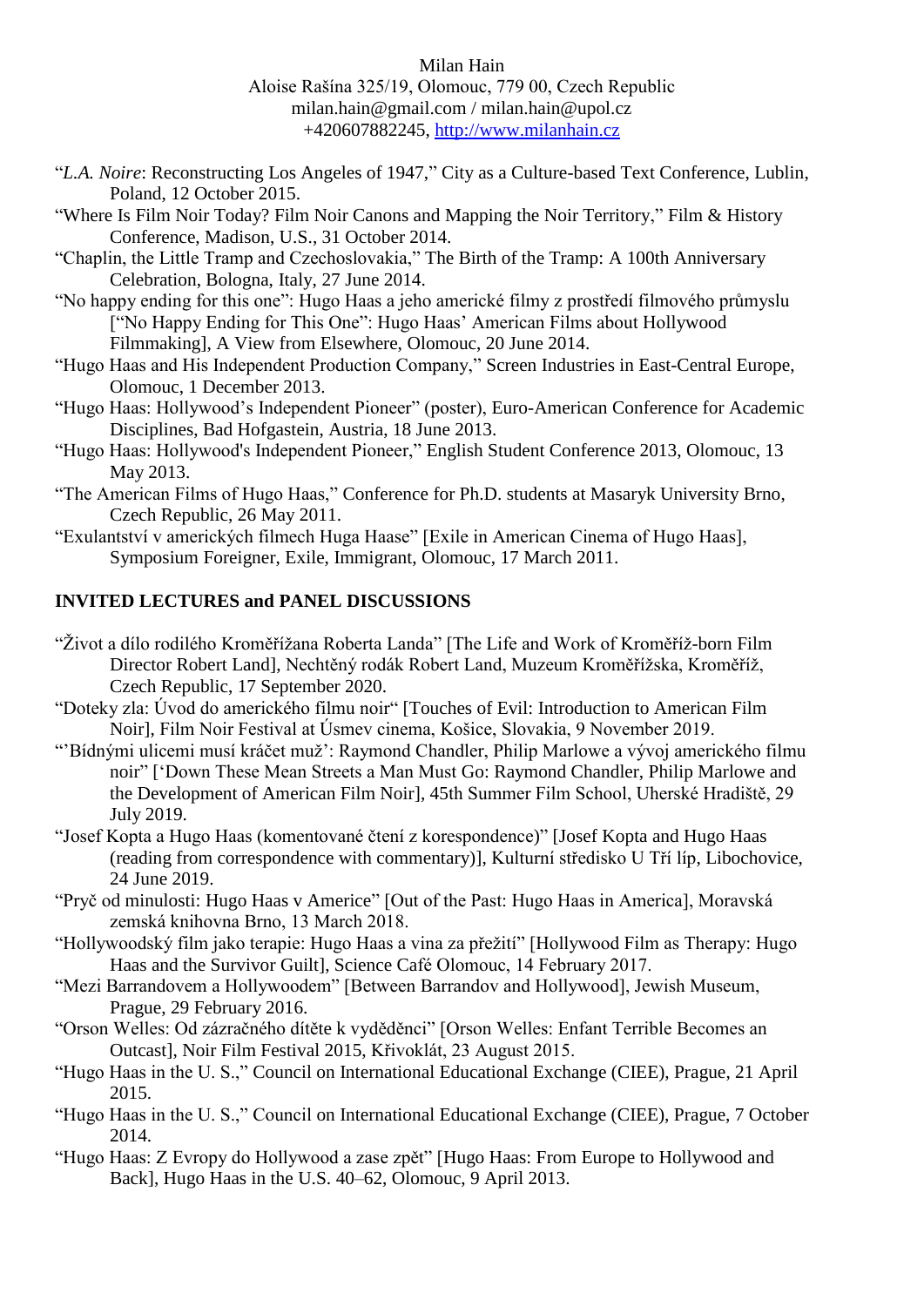“*L.A. Noire*: Reconstructing Los Angeles of 1947,” City as a Culture-based Text Conference, Lublin, Poland, 12 October 2015.

“Where Is Film Noir Today? Film Noir Canons and Mapping the Noir Territory,” Film & History Conference, Madison, U.S., 31 October 2014.

“Chaplin, the Little Tramp and Czechoslovakia,” The Birth of the Tramp: A 100th Anniversary Celebration, Bologna, Italy, 27 June 2014.

“No happy ending for this one”: Hugo Haas a jeho americké filmy z prostředí filmového průmyslu [“No Happy Ending for This One”: Hugo Haas’ American Films about Hollywood Filmmaking], A View from Elsewhere, Olomouc, 20 June 2014.

“Hugo Haas and His Independent Production Company,” Screen Industries in East-Central Europe, Olomouc, 1 December 2013.

“Hugo Haas: Hollywood’s Independent Pioneer” (poster), Euro-American Conference for Academic Disciplines, Bad Hofgastein, Austria, 18 June 2013.

“Hugo Haas: Hollywood's Independent Pioneer,” English Student Conference 2013, Olomouc, 13 May 2013.

“The American Films of Hugo Haas,” Conference for Ph.D. students at Masaryk University Brno, Czech Republic, 26 May 2011.

“Exulantství v amerických filmech Huga Haase” [Exile in American Cinema of Hugo Haas], Symposium Foreigner, Exile, Immigrant, Olomouc, 17 March 2011.

## INVITED LECTURES and PANEL DISCUSSIONS

“Život a dílo rodilého Kroměřížana Roberta Landa” [The Life and Work of Kroměříž-born Film Director Robert Land], Nechtěný rodák Robert Land, Muzeum Kroměřížska, Kroměříž, Czech Republic, 17 September 2020.

“Doteky zla: Úvod do amerického filmu noir“ [Touches of Evil: Introduction to American Film Noir], Film Noir Festival at Úsmev cinema, Košice, Slovakia, 9 November 2019.

“’Bídnými ulicemi musí kráčet muž’: Raymond Chandler, Philip Marlowe a vývoj amerického filmu noir” [‘Down These Mean Streets a Man Must Go: Raymond Chandler, Philip Marlowe and the Development of American Film Noir], 45th Summer Film School, Uherské Hradiště, 29 July 2019.

“Josef Kopta a Hugo Haas (komentované čtení z korespondence)” [Josef Kopta and Hugo Haas (reading from correspondence with commentary)], Kulturní středisko U Tří líp, Libochovice, 24 June 2019.

“Pryč od minulosti: Hugo Haas v Americe” [Out of the Past: Hugo Haas in America], Moravská zemská knihovna Brno, 13 March 2018.

“Hollywoodský film jako terapie: Hugo Haas a vina za přežití” [Hollywood Film as Therapy: Hugo Haas and the Survivor Guilt], Science Café Olomouc, 14 February 2017.

“Mezi Barrandovem a Hollywoodem” [Between Barrandov and Hollywood], Jewish Museum, Prague, 29 February 2016.

“Orson Welles: Od zázračného dítěte k vyděděnci” [Orson Welles: Enfant Terrible Becomes an Outcast], Noir Film Festival 2015, Křivoklát, 23 August 2015.

“Hugo Haas in the U. S.,” Council on International Educational Exchange (CIEE), Prague, 21 April 2015.

“Hugo Haas in the U. S.,” Council on International Educational Exchange (CIEE), Prague, 7 October 2014.

“Hugo Haas: Z Evropy do Hollywood a zase zpět” [Hugo Haas: From Europe to Hollywood and Back], Hugo Haas in the U.S. 40–62, Olomouc, 9 April 2013.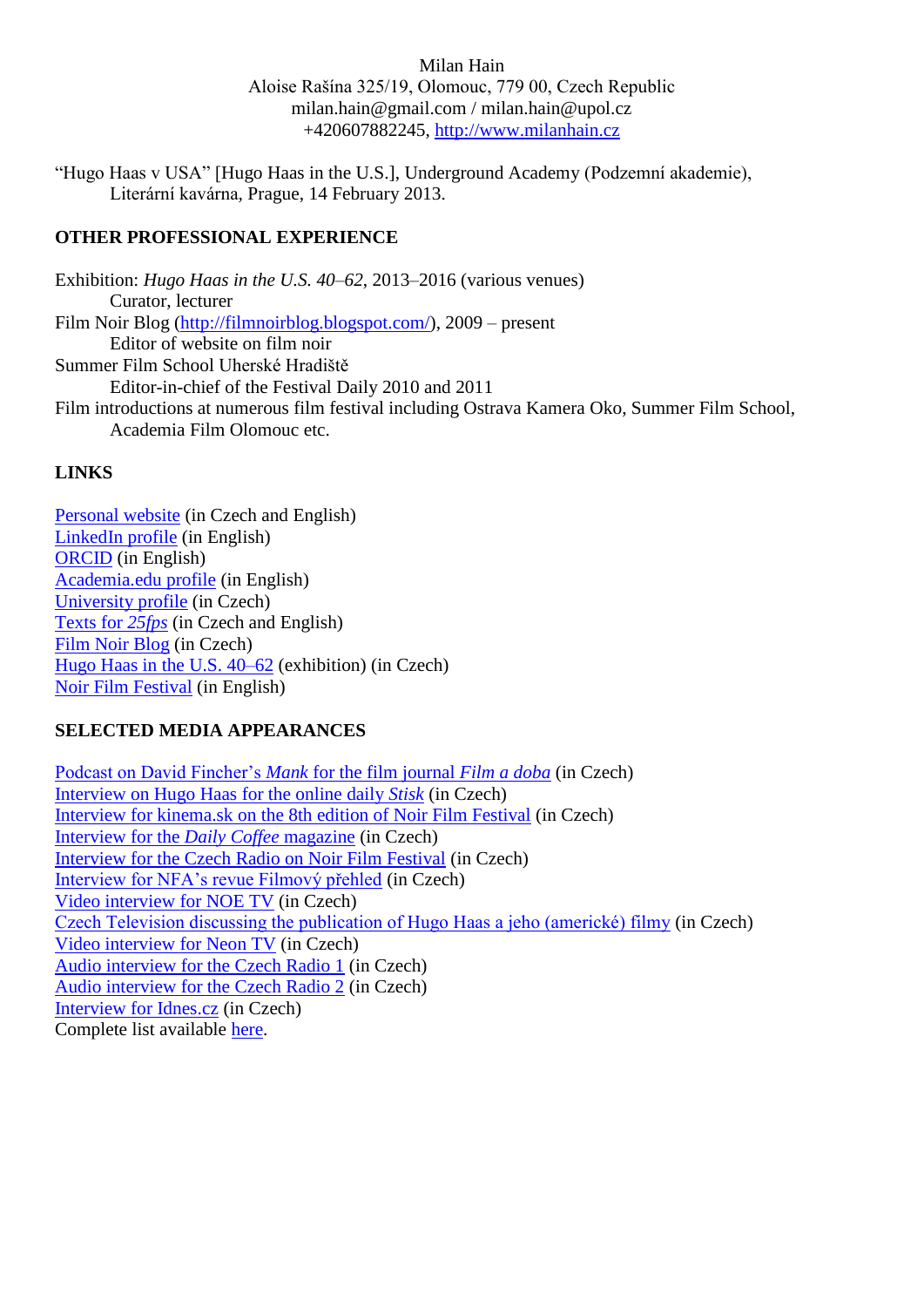Milan Hain
Aloise Rašína 325/19, Olomouc, 779 00, Czech Republic
milan.hain@gmail.com / milan.hain@upol.cz
+420607882245, [http://www.milanhain.cz](http://www.milanhain.cz)

"Hugo Haas v USA" [Hugo Haas in the U.S.], Underground Academy (Podzemní akademie), Literární kavárna, Prague, 14 February 2013.

## OTHER PROFESSIONAL EXPERIENCE

Exhibition: *Hugo Haas in the U.S. 40–62*, 2013–2016 (various venues)
Curator, lecturer

Film Noir Blog ([http://filmnoirblog.blogspot.com/](http://filmnoirblog.blogspot.com/)), 2009 – present
Editor of website on film noir

Summer Film School Uherské Hradiště
Editor-in-chief of the Festival Daily 2010 and 2011

Film introductions at numerous film festival including Ostrava Kamera Oko, Summer Film School, Academia Film Olomouc etc.

## LINKS

Personal website (in Czech and English)
LinkedIn profile (in English)
ORCID (in English)
Academia.edu profile (in English)
University profile (in Czech)
Texts for *25fps* (in Czech and English)
Film Noir Blog (in Czech)
Hugo Haas in the U.S. 40–62 (exhibition) (in Czech)
Noir Film Festival (in English)

## SELECTED MEDIA APPEARANCES

Podcast on David Fincher's *Mank* for the film journal *Film a doba* (in Czech)
Interview on Hugo Haas for the online daily *Stisk* (in Czech)
Interview for kinema.sk on the 8th edition of Noir Film Festival (in Czech)
Interview for the *Daily Coffee* magazine (in Czech)
Interview for the Czech Radio on Noir Film Festival (in Czech)
Interview for NFA's revue Filmový přehled (in Czech)
Video interview for NOE TV (in Czech)
Czech Television discussing the publication of Hugo Haas a jeho (americké) filmy (in Czech)
Video interview for Neon TV (in Czech)
Audio interview for the Czech Radio 1 (in Czech)
Audio interview for the Czech Radio 2 (in Czech)
Interview for Idnes.cz (in Czech)
Complete list available here.